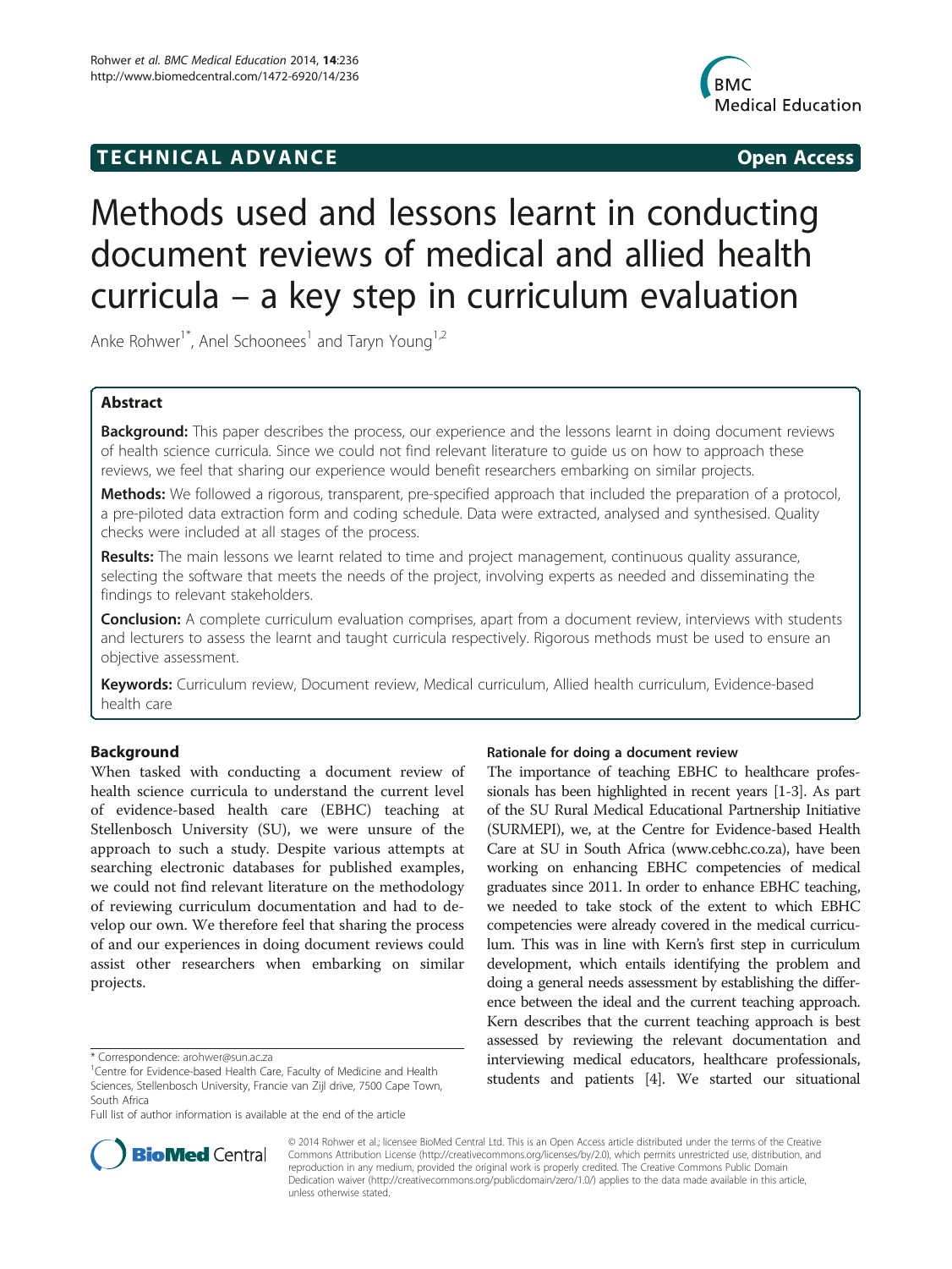TECHNICAL ADVANCE **Open Access**

# Methods used and lessons learnt in conducting document reviews of medical and allied health curricula – a key step in curriculum evaluation

Anke Rohwer[1*], Anel Schoonees[1] and Taryn Young[1,2]

## Abstract

**Background:** This paper describes the process, our experience and the lessons learnt in doing document reviews of health science curricula. Since we could not find relevant literature to guide us on how to approach these reviews, we feel that sharing our experience would benefit researchers embarking on similar projects.

**Methods:** We followed a rigorous, transparent, pre-specified approach that included the preparation of a protocol, a pre-piloted data extraction form and coding schedule. Data were extracted, analysed and synthesised. Quality checks were included at all stages of the process.

**Results:** The main lessons we learnt related to time and project management, continuous quality assurance, selecting the software that meets the needs of the project, involving experts as needed and disseminating the findings to relevant stakeholders.

**Conclusion:** A complete curriculum evaluation comprises, apart from a document review, interviews with students and lecturers to assess the learnt and taught curricula respectively. Rigorous methods must be used to ensure an objective assessment.

**Keywords:** Curriculum review, Document review, Medical curriculum, Allied health curriculum, Evidence-based health care

## Background

When tasked with conducting a document review of health science curricula to understand the current level of evidence-based health care (EBHC) teaching at Stellenbosch University (SU), we were unsure of the approach to such a study. Despite various attempts at searching electronic databases for published examples, we could not find relevant literature on the methodology of reviewing curriculum documentation and had to develop our own. We therefore feel that sharing the process of and our experiences in doing document reviews could assist other researchers when embarking on similar projects.

### Rationale for doing a document review

The importance of teaching EBHC to healthcare professionals has been highlighted in recent years [1-3]. As part of the SU Rural Medical Educational Partnership Initiative (SURMEPI), we, at the Centre for Evidence-based Health Care at SU in South Africa (www.cebhc.co.za), have been working on enhancing EBHC competencies of medical graduates since 2011. In order to enhance EBHC teaching, we needed to take stock of the extent to which EBHC competencies were already covered in the medical curriculum. This was in line with Kern's first step in curriculum development, which entails identifying the problem and doing a general needs assessment by establishing the difference between the ideal and the current teaching approach. Kern describes that the current teaching approach is best assessed by reviewing the relevant documentation and interviewing medical educators, healthcare professionals, students and patients [4]. We started our situational

\* Correspondence: arohwer@sun.ac.za

[1]Centre for Evidence-based Health Care, Faculty of Medicine and Health Sciences, Stellenbosch University, Francie van Zijl drive, 7500 Cape Town, South Africa

Full list of author information is available at the end of the article

© 2014 Rohwer et al.; licensee BioMed Central Ltd. This is an Open Access article distributed under the terms of the Creative Commons Attribution License (http://creativecommons.org/licenses/by/2.0), which permits unrestricted use, distribution, and reproduction in any medium, provided the original work is properly credited. The Creative Commons Public Domain Dedication waiver (http://creativecommons.org/publicdomain/zero/1.0/) applies to the data made available in this article, unless otherwise stated.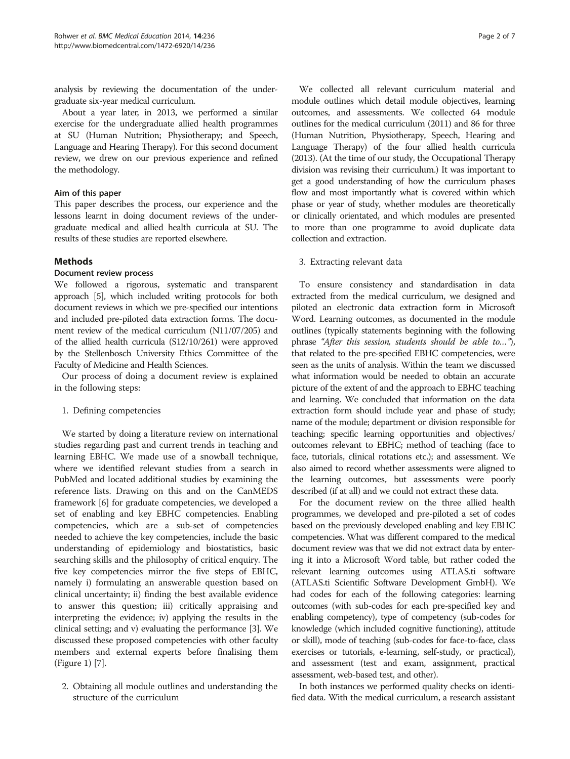analysis by reviewing the documentation of the undergraduate six-year medical curriculum.

About a year later, in 2013, we performed a similar exercise for the undergraduate allied health programmes at SU (Human Nutrition; Physiotherapy; and Speech, Language and Hearing Therapy). For this second document review, we drew on our previous experience and refined the methodology.

### Aim of this paper

This paper describes the process, our experience and the lessons learnt in doing document reviews of the undergraduate medical and allied health curricula at SU. The results of these studies are reported elsewhere.

## Methods

### Document review process

We followed a rigorous, systematic and transparent approach [5], which included writing protocols for both document reviews in which we pre-specified our intentions and included pre-piloted data extraction forms. The document review of the medical curriculum (N11/07/205) and of the allied health curricula (S12/10/261) were approved by the Stellenbosch University Ethics Committee of the Faculty of Medicine and Health Sciences.

Our process of doing a document review is explained in the following steps:

1. Defining competencies

We started by doing a literature review on international studies regarding past and current trends in teaching and learning EBHC. We made use of a snowball technique, where we identified relevant studies from a search in PubMed and located additional studies by examining the reference lists. Drawing on this and on the CanMEDS framework [6] for graduate competencies, we developed a set of enabling and key EBHC competencies. Enabling competencies, which are a sub-set of competencies needed to achieve the key competencies, include the basic understanding of epidemiology and biostatistics, basic searching skills and the philosophy of critical enquiry. The five key competencies mirror the five steps of EBHC, namely i) formulating an answerable question based on clinical uncertainty; ii) finding the best available evidence to answer this question; iii) critically appraising and interpreting the evidence; iv) applying the results in the clinical setting; and v) evaluating the performance [3]. We discussed these proposed competencies with other faculty members and external experts before finalising them (Figure 1) [7].

2. Obtaining all module outlines and understanding the structure of the curriculum

We collected all relevant curriculum material and module outlines which detail module objectives, learning outcomes, and assessments. We collected 64 module outlines for the medical curriculum (2011) and 86 for three (Human Nutrition, Physiotherapy, Speech, Hearing and Language Therapy) of the four allied health curricula (2013). (At the time of our study, the Occupational Therapy division was revising their curriculum.) It was important to get a good understanding of how the curriculum phases flow and most importantly what is covered within which phase or year of study, whether modules are theoretically or clinically orientated, and which modules are presented to more than one programme to avoid duplicate data collection and extraction.

3. Extracting relevant data

To ensure consistency and standardisation in data extracted from the medical curriculum, we designed and piloted an electronic data extraction form in Microsoft Word. Learning outcomes, as documented in the module outlines (typically statements beginning with the following phrase *"After this session, students should be able to…"*), that related to the pre-specified EBHC competencies, were seen as the units of analysis. Within the team we discussed what information would be needed to obtain an accurate picture of the extent of and the approach to EBHC teaching and learning. We concluded that information on the data extraction form should include year and phase of study; name of the module; department or division responsible for teaching; specific learning opportunities and objectives/outcomes relevant to EBHC; method of teaching (face to face, tutorials, clinical rotations etc.); and assessment. We also aimed to record whether assessments were aligned to the learning outcomes, but assessments were poorly described (if at all) and we could not extract these data.

For the document review on the three allied health programmes, we developed and pre-piloted a set of codes based on the previously developed enabling and key EBHC competencies. What was different compared to the medical document review was that we did not extract data by entering it into a Microsoft Word table, but rather coded the relevant learning outcomes using ATLAS.ti software (ATLAS.ti Scientific Software Development GmbH). We had codes for each of the following categories: learning outcomes (with sub-codes for each pre-specified key and enabling competency), type of competency (sub-codes for knowledge (which included cognitive functioning), attitude or skill), mode of teaching (sub-codes for face-to-face, class exercises or tutorials, e-learning, self-study, or practical), and assessment (test and exam, assignment, practical assessment, web-based test, and other).

In both instances we performed quality checks on identified data. With the medical curriculum, a research assistant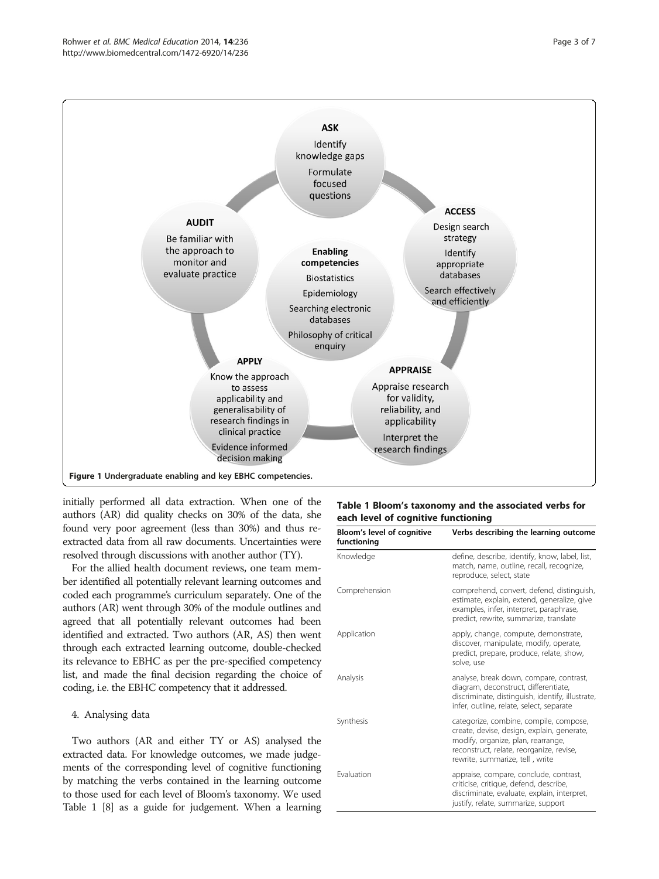ASK

Identify knowledge gaps

Formulate focused questions

ACCESS

Design search strategy

Identify appropriate databases

Search effectively and efficiently

APPRAISE

Appraise research for validity, reliability, and applicability

Interpret the research findings

APPLY

Know the approach to assess applicability and generalisability of research findings in clinical practice

Evidence informed decision making

AUDIT

Be familiar with the approach to monitor and evaluate practice

Enabling competencies

Biostatistics

Epidemiology

Searching electronic databases

Philosophy of critical enquiry

**Figure 1 Undergraduate enabling and key EBHC competencies.**

initially performed all data extraction. When one of the authors (AR) did quality checks on 30% of the data, she found very poor agreement (less than 30%) and thus re-extracted data from all raw documents. Uncertainties were resolved through discussions with another author (TY).

For the allied health document reviews, one team member identified all potentially relevant learning outcomes and coded each programme's curriculum separately. One of the authors (AR) went through 30% of the module outlines and agreed that all potentially relevant outcomes had been identified and extracted. Two authors (AR, AS) then went through each extracted learning outcome, double-checked its relevance to EBHC as per the pre-specified competency list, and made the final decision regarding the choice of coding, i.e. the EBHC competency that it addressed.

4. Analysing data

Two authors (AR and either TY or AS) analysed the extracted data. For knowledge outcomes, we made judgements of the corresponding level of cognitive functioning by matching the verbs contained in the learning outcome to those used for each level of Bloom's taxonomy. We used Table 1 [8] as a guide for judgement. When a learning

**Table 1 Bloom's taxonomy and the associated verbs for each level of cognitive functioning**

| Bloom's level of cognitive functioning | Verbs describing the learning outcome |
| --- | --- |
| Knowledge | define, describe, identify, know, label, list, match, name, outline, recall, recognize, reproduce, select, state |
| Comprehension | comprehend, convert, defend, distinguish, estimate, explain, extend, generalize, give examples, infer, interpret, paraphrase, predict, rewrite, summarize, translate |
| Application | apply, change, compute, demonstrate, discover, manipulate, modify, operate, predict, prepare, produce, relate, show, solve, use |
| Analysis | analyse, break down, compare, contrast, diagram, deconstruct, differentiate, discriminate, distinguish, identify, illustrate, infer, outline, relate, select, separate |
| Synthesis | categorize, combine, compile, compose, create, devise, design, explain, generate, modify, organize, plan, rearrange, reconstruct, relate, reorganize, revise, rewrite, summarize, tell , write |
| Evaluation | appraise, compare, conclude, contrast, criticise, critique, defend, describe, discriminate, evaluate, explain, interpret, justify, relate, summarize, support |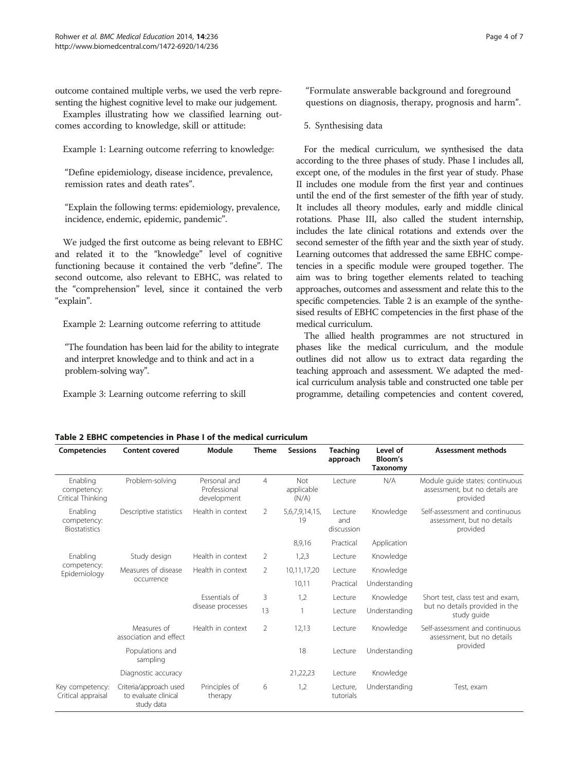outcome contained multiple verbs, we used the verb representing the highest cognitive level to make our judgement.

Examples illustrating how we classified learning outcomes according to knowledge, skill or attitude:

Example 1: Learning outcome referring to knowledge:

"Define epidemiology, disease incidence, prevalence, remission rates and death rates".

"Explain the following terms: epidemiology, prevalence, incidence, endemic, epidemic, pandemic".

We judged the first outcome as being relevant to EBHC and related it to the "knowledge" level of cognitive functioning because it contained the verb "define". The second outcome, also relevant to EBHC, was related to the "comprehension" level, since it contained the verb "explain".

Example 2: Learning outcome referring to attitude

"The foundation has been laid for the ability to integrate and interpret knowledge and to think and act in a problem-solving way".

Example 3: Learning outcome referring to skill

"Formulate answerable background and foreground questions on diagnosis, therapy, prognosis and harm".

5. Synthesising data

For the medical curriculum, we synthesised the data according to the three phases of study. Phase I includes all, except one, of the modules in the first year of study. Phase II includes one module from the first year and continues until the end of the first semester of the fifth year of study. It includes all theory modules, early and middle clinical rotations. Phase III, also called the student internship, includes the late clinical rotations and extends over the second semester of the fifth year and the sixth year of study. Learning outcomes that addressed the same EBHC competencies in a specific module were grouped together. The aim was to bring together elements related to teaching approaches, outcomes and assessment and relate this to the specific competencies. Table 2 is an example of the synthesised results of EBHC competencies in the first phase of the medical curriculum.

The allied health programmes are not structured in phases like the medical curriculum, and the module outlines did not allow us to extract data regarding the teaching approach and assessment. We adapted the medical curriculum analysis table and constructed one table per programme, detailing competencies and content covered,

**Table 2 EBHC competencies in Phase I of the medical curriculum**

| Competencies | Content covered | Module | Theme | Sessions | Teaching approach | Level of Bloom's Taxonomy | Assessment methods |
|---|---|---|---|---|---|---|---|
| Enabling competency: Critical Thinking | Problem-solving | Personal and Professional development | 4 | Not applicable (N/A) | Lecture | N/A | Module guide states: continuous assessment, but no details are provided |
| Enabling competency: Biostatistics | Descriptive statistics | Health in context | 2 | 5,6,7,9,14,15, 19 | Lecture and discussion | Knowledge | Self-assessment and continuous assessment, but no details provided |
| | | | | 8,9,16 | Practical | Application | |
| Enabling competency: Epidemiology | Study design | Health in context | 2 | 1,2,3 | Lecture | Knowledge | |
| | Measures of disease occurrence | Health in context | 2 | 10,11,17,20 | Lecture | Knowledge | |
| | | | | 10,11 | Practical | Understanding | |
| | | Essentials of disease processes | 3 | 1,2 | Lecture | Knowledge | Short test, class test and exam, but no details provided in the study guide |
| | | | 13 | 1 | Lecture | Understanding | |
| | Measures of association and effect | Health in context | 2 | 12,13 | Lecture | Knowledge | Self-assessment and continuous assessment, but no details provided |
| | Populations and sampling | | | 18 | Lecture | Understanding | |
| | Diagnostic accuracy | | | 21,22,23 | Lecture | Knowledge | |
| Key competency: Critical appraisal | Criteria/approach used to evaluate clinical study data | Principles of therapy | 6 | 1,2 | Lecture, tutorials | Understanding | Test, exam |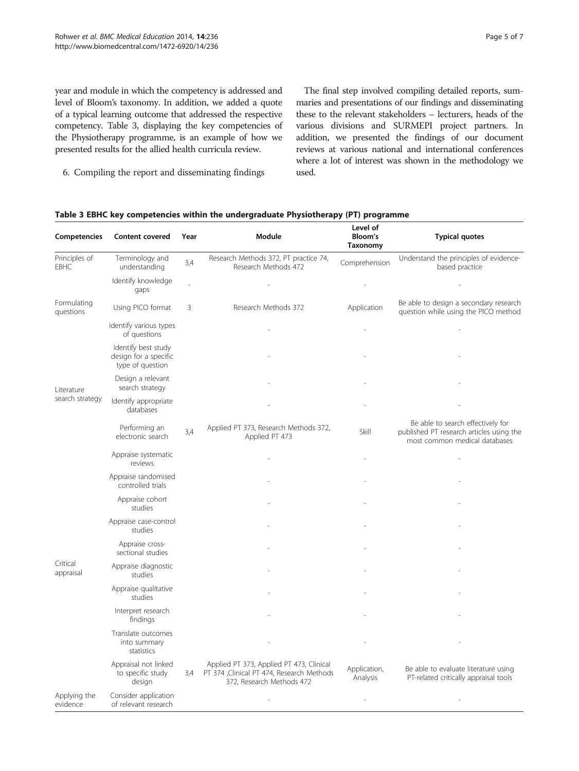year and module in which the competency is addressed and level of Bloom's taxonomy. In addition, we added a quote of a typical learning outcome that addressed the respective competency. Table 3, displaying the key competencies of the Physiotherapy programme, is an example of how we presented results for the allied health curricula review.

6. Compiling the report and disseminating findings

The final step involved compiling detailed reports, summaries and presentations of our findings and disseminating these to the relevant stakeholders – lecturers, heads of the various divisions and SURMEPI project partners. In addition, we presented the findings of our document reviews at various national and international conferences where a lot of interest was shown in the methodology we used.

**Table 3 EBHC key competencies within the undergraduate Physiotherapy (PT) programme**

| Competencies | Content covered | Year | Module | Level of Bloom's Taxonomy | Typical quotes |
|---|---|---|---|---|---|
| Principles of EBHC | Terminology and understanding | 3,4 | Research Methods 372, PT practice 74, Research Methods 472 | Comprehension | Understand the principles of evidence-based practice |
| | Identify knowledge gaps | - | - | - | - |
| Formulating questions | Using PICO format | 3 | Research Methods 372 | Application | Be able to design a secondary research question while using the PICO method |
| | Identify various types of questions | | - | - | - |
| Literature search strategy | Identify best study design for a specific type of question | | - | - | - |
| | Design a relevant search strategy | | - | - | - |
| | Identify appropriate databases | | - | - | - |
| | Performing an electronic search | 3,4 | Applied PT 373, Research Methods 372, Applied PT 473 | Skill | Be able to search effectively for published PT research articles using the most common medical databases |
| Critical appraisal | Appraise systematic reviews | | - | - | - |
| | Appraise randomised controlled trials | | - | - | - |
| | Appraise cohort studies | | - | - | - |
| | Appraise case-control studies | | - | - | - |
| | Appraise cross-sectional studies | | - | - | - |
| | Appraise diagnostic studies | | - | - | - |
| | Appraise qualitative studies | | - | - | - |
| | Interpret research findings | | - | - | - |
| | Translate outcomes into summary statistics | | - | - | - |
| | Appraisal not linked to specific study design | 3,4 | Applied PT 373, Applied PT 473, Clinical PT 374 ,Clinical PT 474, Research Methods 372, Research Methods 472 | Application, Analysis | Be able to evaluate literature using PT-related critically appraisal tools |
| Applying the evidence | Consider application of relevant research | | - | - | - |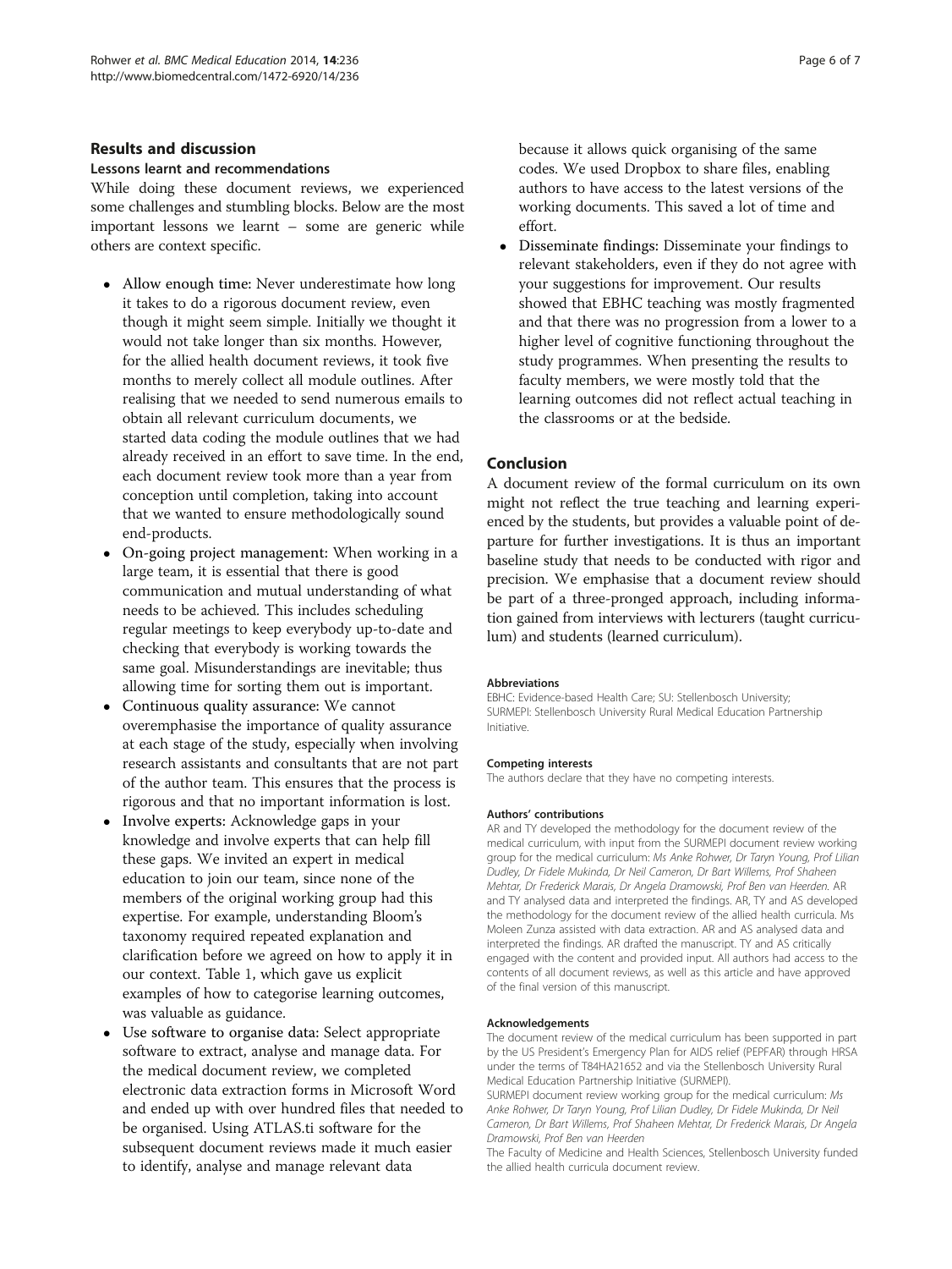## Results and discussion

### Lessons learnt and recommendations

While doing these document reviews, we experienced some challenges and stumbling blocks. Below are the most important lessons we learnt – some are generic while others are context specific.

- **Allow enough time:** Never underestimate how long it takes to do a rigorous document review, even though it might seem simple. Initially we thought it would not take longer than six months. However, for the allied health document reviews, it took five months to merely collect all module outlines. After realising that we needed to send numerous emails to obtain all relevant curriculum documents, we started data coding the module outlines that we had already received in an effort to save time. In the end, each document review took more than a year from conception until completion, taking into account that we wanted to ensure methodologically sound end-products.
- **On-going project management:** When working in a large team, it is essential that there is good communication and mutual understanding of what needs to be achieved. This includes scheduling regular meetings to keep everybody up-to-date and checking that everybody is working towards the same goal. Misunderstandings are inevitable; thus allowing time for sorting them out is important.
- **Continuous quality assurance:** We cannot overemphasise the importance of quality assurance at each stage of the study, especially when involving research assistants and consultants that are not part of the author team. This ensures that the process is rigorous and that no important information is lost.
- **Involve experts:** Acknowledge gaps in your knowledge and involve experts that can help fill these gaps. We invited an expert in medical education to join our team, since none of the members of the original working group had this expertise. For example, understanding Bloom's taxonomy required repeated explanation and clarification before we agreed on how to apply it in our context. Table 1, which gave us explicit examples of how to categorise learning outcomes, was valuable as guidance.
- **Use software to organise data:** Select appropriate software to extract, analyse and manage data. For the medical document review, we completed electronic data extraction forms in Microsoft Word and ended up with over hundred files that needed to be organised. Using ATLAS.ti software for the subsequent document reviews made it much easier to identify, analyse and manage relevant data because it allows quick organising of the same codes. We used Dropbox to share files, enabling authors to have access to the latest versions of the working documents. This saved a lot of time and effort.
- **Disseminate findings:** Disseminate your findings to relevant stakeholders, even if they do not agree with your suggestions for improvement. Our results showed that EBHC teaching was mostly fragmented and that there was no progression from a lower to a higher level of cognitive functioning throughout the study programmes. When presenting the results to faculty members, we were mostly told that the learning outcomes did not reflect actual teaching in the classrooms or at the bedside.

## Conclusion

A document review of the formal curriculum on its own might not reflect the true teaching and learning experienced by the students, but provides a valuable point of departure for further investigations. It is thus an important baseline study that needs to be conducted with rigor and precision. We emphasise that a document review should be part of a three-pronged approach, including information gained from interviews with lecturers (taught curriculum) and students (learned curriculum).

#### Abbreviations

EBHC: Evidence-based Health Care; SU: Stellenbosch University; SURMEPI: Stellenbosch University Rural Medical Education Partnership Initiative.

#### Competing interests

The authors declare that they have no competing interests.

#### Authors' contributions

AR and TY developed the methodology for the document review of the medical curriculum, with input from the SURMEPI document review working group for the medical curriculum: *Ms Anke Rohwer, Dr Taryn Young, Prof Lilian Dudley, Dr Fidele Mukinda, Dr Neil Cameron, Dr Bart Willems, Prof Shaheen Mehtar, Dr Frederick Marais, Dr Angela Dramowski, Prof Ben van Heerden*. AR and TY analysed data and interpreted the findings. AR, TY and AS developed the methodology for the document review of the allied health curricula. Ms Moleen Zunza assisted with data extraction. AR and AS analysed data and interpreted the findings. AR drafted the manuscript. TY and AS critically engaged with the content and provided input. All authors had access to the contents of all document reviews, as well as this article and have approved of the final version of this manuscript.

#### Acknowledgements

The document review of the medical curriculum has been supported in part by the US President's Emergency Plan for AIDS relief (PEPFAR) through HRSA under the terms of T84HA21652 and via the Stellenbosch University Rural Medical Education Partnership Initiative (SURMEPI).

SURMEPI document review working group for the medical curriculum: *Ms Anke Rohwer, Dr Taryn Young, Prof Lilian Dudley, Dr Fidele Mukinda, Dr Neil Cameron, Dr Bart Willems, Prof Shaheen Mehtar, Dr Frederick Marais, Dr Angela Dramowski, Prof Ben van Heerden*

The Faculty of Medicine and Health Sciences, Stellenbosch University funded the allied health curricula document review.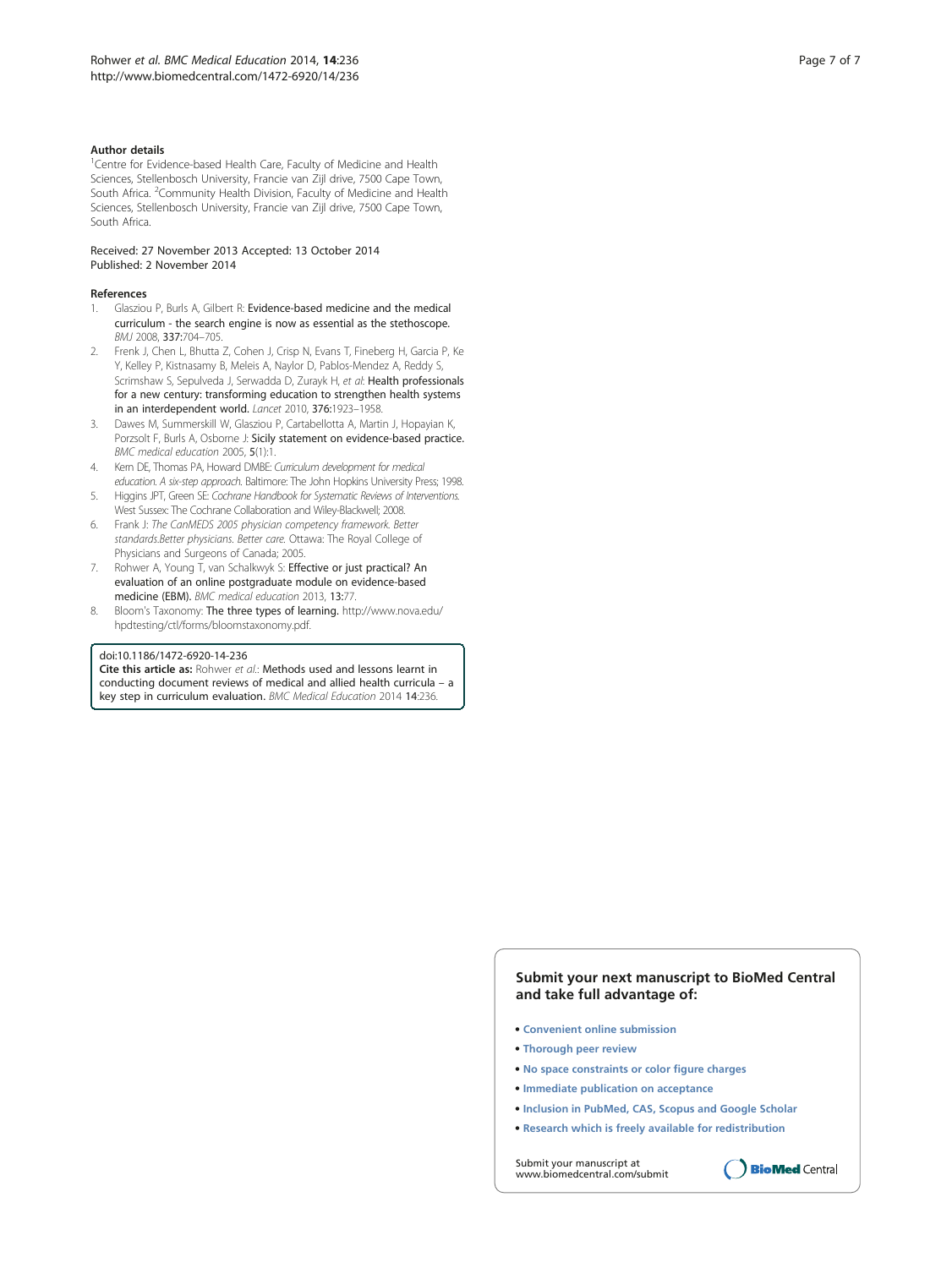### Author details

[1]Centre for Evidence-based Health Care, Faculty of Medicine and Health Sciences, Stellenbosch University, Francie van Zijl drive, 7500 Cape Town, South Africa. [2]Community Health Division, Faculty of Medicine and Health Sciences, Stellenbosch University, Francie van Zijl drive, 7500 Cape Town, South Africa.

Received: 27 November 2013 Accepted: 13 October 2014
Published: 2 November 2014

### References

1. Glasziou P, Burls A, Gilbert R: **Evidence-based medicine and the medical curriculum - the search engine is now as essential as the stethoscope.** *BMJ* 2008, **337:**704–705.
2. Frenk J, Chen L, Bhutta Z, Cohen J, Crisp N, Evans T, Fineberg H, Garcia P, Ke Y, Kelley P, Kistnasamy B, Meleis A, Naylor D, Pablos-Mendez A, Reddy S, Scrimshaw S, Sepulveda J, Serwadda D, Zurayk H, *et al*: **Health professionals for a new century: transforming education to strengthen health systems in an interdependent world.** *Lancet* 2010, **376:**1923–1958.
3. Dawes M, Summerskill W, Glasziou P, Cartabellotta A, Martin J, Hopayian K, Porzsolt F, Burls A, Osborne J: **Sicily statement on evidence-based practice.** *BMC medical education* 2005, **5**(1):1.
4. Kern DE, Thomas PA, Howard DMBE: *Curriculum development for medical education. A six-step approach.* Baltimore: The John Hopkins University Press; 1998.
5. Higgins JPT, Green SE: *Cochrane Handbook for Systematic Reviews of Interventions.* West Sussex: The Cochrane Collaboration and Wiley-Blackwell; 2008.
6. Frank J: *The CanMEDS 2005 physician competency framework. Better standards.Better physicians. Better care.* Ottawa: The Royal College of Physicians and Surgeons of Canada; 2005.
7. Rohwer A, Young T, van Schalkwyk S: **Effective or just practical? An evaluation of an online postgraduate module on evidence-based medicine (EBM).** *BMC medical education* 2013, **13:**77.
8. Bloom's Taxonomy: **The three types of learning.** http://www.nova.edu/hpdtesting/ctl/forms/bloomstaxonomy.pdf.

doi:10.1186/1472-6920-14-236
**Cite this article as:** Rohwer *et al.*: Methods used and lessons learnt in conducting document reviews of medical and allied health curricula – a key step in curriculum evaluation. *BMC Medical Education* 2014 **14**:236.

**Submit your next manuscript to BioMed Central and take full advantage of:**

- **Convenient online submission**
- **Thorough peer review**
- **No space constraints or color figure charges**
- **Immediate publication on acceptance**
- **Inclusion in PubMed, CAS, Scopus and Google Scholar**
- **Research which is freely available for redistribution**

Submit your manuscript at
www.biomedcentral.com/submit

BioMed Central